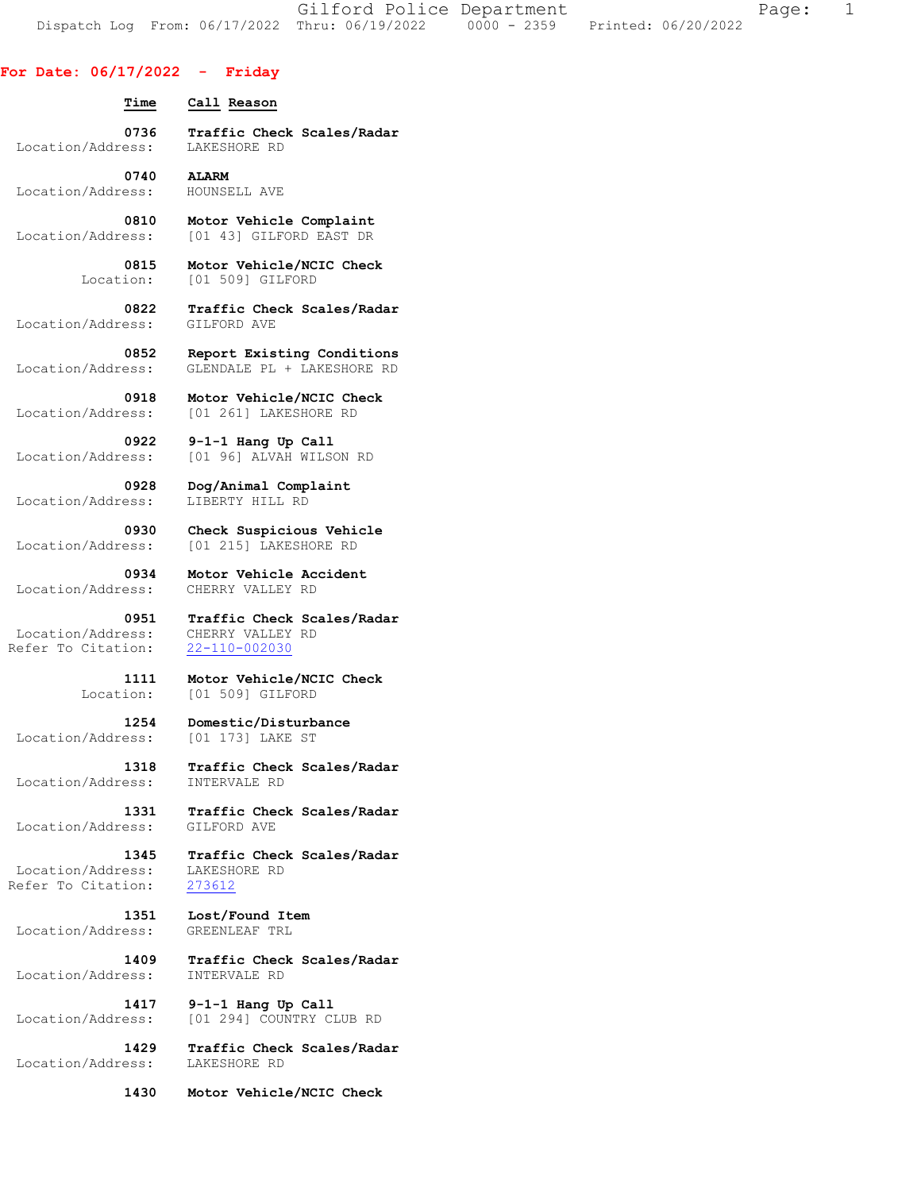## For Date: 06/17/2022 - Friday

| Time | Call Reason |
|---|---|
| 0736 | **Traffic Check Scales/Radar** |
| Location/Address: | LAKESHORE RD |
| 0740 | **ALARM** |
| Location/Address: | HOUNSELL AVE |
| 0810 | **Motor Vehicle Complaint** |
| Location/Address: | [01 43] GILFORD EAST DR |
| 0815 | **Motor Vehicle/NCIC Check** |
| Location: | [01 509] GILFORD |
| 0822 | **Traffic Check Scales/Radar** |
| Location/Address: | GILFORD AVE |
| 0852 | **Report Existing Conditions** |
| Location/Address: | GLENDALE PL + LAKESHORE RD |
| 0918 | **Motor Vehicle/NCIC Check** |
| Location/Address: | [01 261] LAKESHORE RD |
| 0922 | **9-1-1 Hang Up Call** |
| Location/Address: | [01 96] ALVAH WILSON RD |
| 0928 | **Dog/Animal Complaint** |
| Location/Address: | LIBERTY HILL RD |
| 0930 | **Check Suspicious Vehicle** |
| Location/Address: | [01 215] LAKESHORE RD |
| 0934 | **Motor Vehicle Accident** |
| Location/Address: | CHERRY VALLEY RD |
| 0951 | **Traffic Check Scales/Radar** |
| Location/Address: | CHERRY VALLEY RD |
| Refer To Citation: | 22-110-002030 |
| 1111 | **Motor Vehicle/NCIC Check** |
| Location: | [01 509] GILFORD |
| 1254 | **Domestic/Disturbance** |
| Location/Address: | [01 173] LAKE ST |
| 1318 | **Traffic Check Scales/Radar** |
| Location/Address: | INTERVALE RD |
| 1331 | **Traffic Check Scales/Radar** |
| Location/Address: | GILFORD AVE |
| 1345 | **Traffic Check Scales/Radar** |
| Location/Address: | LAKESHORE RD |
| Refer To Citation: | 273612 |
| 1351 | **Lost/Found Item** |
| Location/Address: | GREENLEAF TRL |
| 1409 | **Traffic Check Scales/Radar** |
| Location/Address: | INTERVALE RD |
| 1417 | **9-1-1 Hang Up Call** |
| Location/Address: | [01 294] COUNTRY CLUB RD |
| 1429 | **Traffic Check Scales/Radar** |
| Location/Address: | LAKESHORE RD |
| 1430 | **Motor Vehicle/NCIC Check** |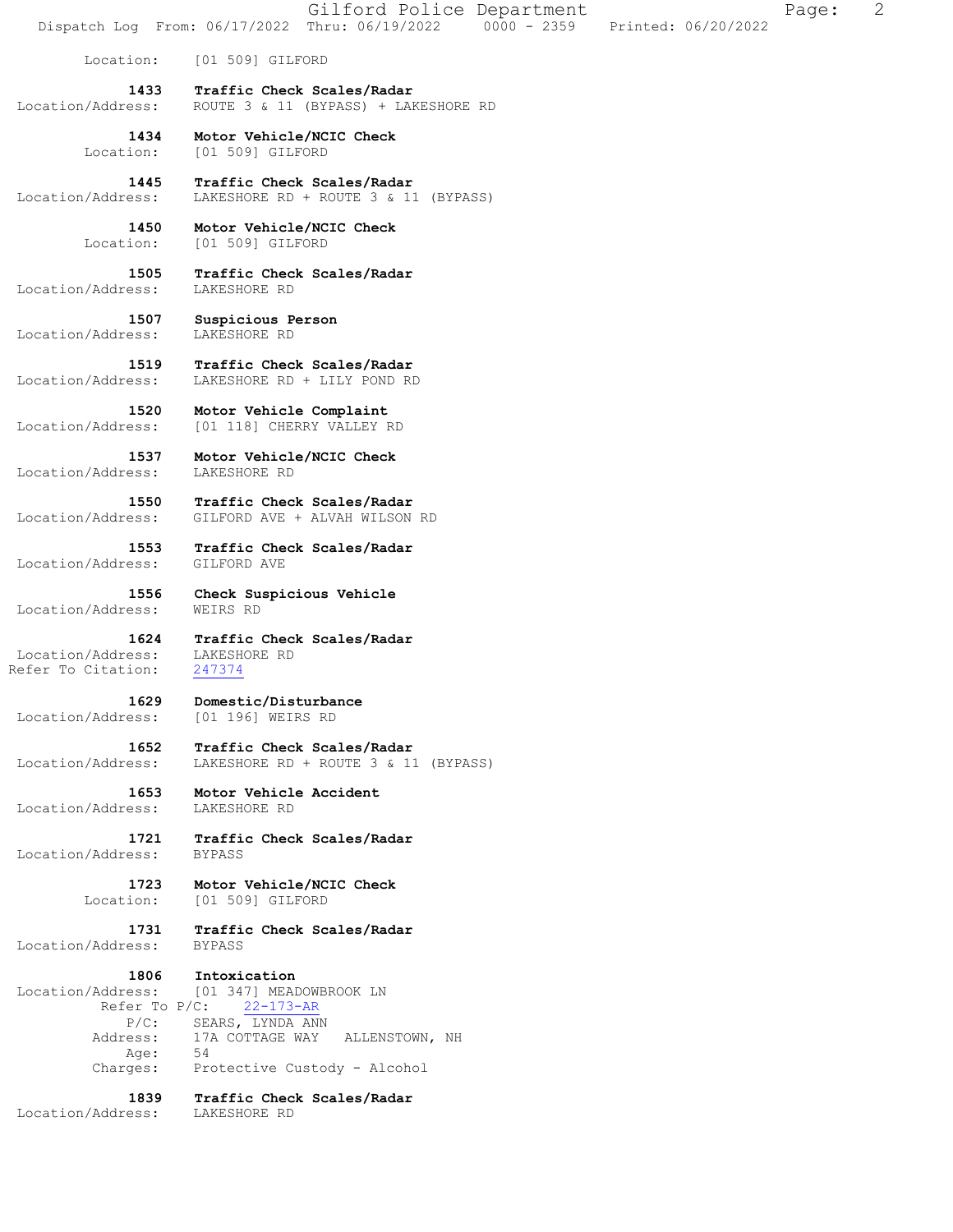Location: [01 509] GILFORD

**1433 Traffic Check Scales/Radar**
Location/Address: ROUTE 3 & 11 (BYPASS) + LAKESHORE RD

**1434 Motor Vehicle/NCIC Check**
Location: [01 509] GILFORD

**1445 Traffic Check Scales/Radar**
Location/Address: LAKESHORE RD + ROUTE 3 & 11 (BYPASS)

**1450 Motor Vehicle/NCIC Check**
Location: [01 509] GILFORD

**1505 Traffic Check Scales/Radar**
Location/Address: LAKESHORE RD

**1507 Suspicious Person**
Location/Address: LAKESHORE RD

**1519 Traffic Check Scales/Radar**
Location/Address: LAKESHORE RD + LILY POND RD

**1520 Motor Vehicle Complaint**
Location/Address: [01 118] CHERRY VALLEY RD

**1537 Motor Vehicle/NCIC Check**
Location/Address: LAKESHORE RD

**1550 Traffic Check Scales/Radar**
Location/Address: GILFORD AVE + ALVAH WILSON RD

**1553 Traffic Check Scales/Radar**
Location/Address: GILFORD AVE

**1556 Check Suspicious Vehicle**
Location/Address: WEIRS RD

**1624 Traffic Check Scales/Radar**
Location/Address: LAKESHORE RD
Refer To Citation: 247374

**1629 Domestic/Disturbance**
Location/Address: [01 196] WEIRS RD

**1652 Traffic Check Scales/Radar**
Location/Address: LAKESHORE RD + ROUTE 3 & 11 (BYPASS)

**1653 Motor Vehicle Accident**
Location/Address: LAKESHORE RD

**1721 Traffic Check Scales/Radar**
Location/Address: BYPASS

**1723 Motor Vehicle/NCIC Check**
Location: [01 509] GILFORD

**1731 Traffic Check Scales/Radar**
Location/Address: BYPASS

**1806 Intoxication**
Location/Address: [01 347] MEADOWBROOK LN
Refer To P/C: 22-173-AR
P/C: SEARS, LYNDA ANN
Address: 17A COTTAGE WAY ALLENSTOWN, NH
Age: 54
Charges: Protective Custody - Alcohol

**1839 Traffic Check Scales/Radar**
Location/Address: LAKESHORE RD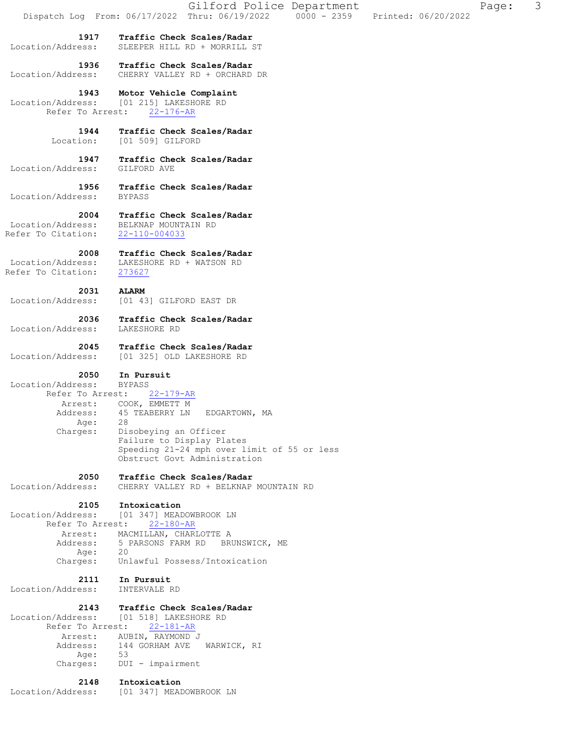**1917 Traffic Check Scales/Radar**
Location/Address: SLEEPER HILL RD + MORRILL ST

**1936 Traffic Check Scales/Radar**
Location/Address: CHERRY VALLEY RD + ORCHARD DR

**1943 Motor Vehicle Complaint**
Location/Address: [01 215] LAKESHORE RD
Refer To Arrest: 22-176-AR

**1944 Traffic Check Scales/Radar**
Location: [01 509] GILFORD

**1947 Traffic Check Scales/Radar**
Location/Address: GILFORD AVE

**1956 Traffic Check Scales/Radar**
Location/Address: BYPASS

**2004 Traffic Check Scales/Radar**
Location/Address: BELKNAP MOUNTAIN RD
Refer To Citation: 22-110-004033

**2008 Traffic Check Scales/Radar**
Location/Address: LAKESHORE RD + WATSON RD
Refer To Citation: 273627

**2031 ALARM**
Location/Address: [01 43] GILFORD EAST DR

**2036 Traffic Check Scales/Radar**
Location/Address: LAKESHORE RD

**2045 Traffic Check Scales/Radar**
Location/Address: [01 325] OLD LAKESHORE RD

**2050 In Pursuit**
Location/Address: BYPASS
Refer To Arrest: 22-179-AR
Arrest: COOK, EMMETT M
Address: 45 TEABERRY LN EDGARTOWN, MA
Age: 28
Charges: Disobeying an Officer
Failure to Display Plates
Speeding 21-24 mph over limit of 55 or less
Obstruct Govt Administration

**2050 Traffic Check Scales/Radar**
Location/Address: CHERRY VALLEY RD + BELKNAP MOUNTAIN RD

**2105 Intoxication**
Location/Address: [01 347] MEADOWBROOK LN
Refer To Arrest: 22-180-AR
Arrest: MACMILLAN, CHARLOTTE A
Address: 5 PARSONS FARM RD BRUNSWICK, ME
Age: 20
Charges: Unlawful Possess/Intoxication

**2111 In Pursuit**
Location/Address: INTERVALE RD

**2143 Traffic Check Scales/Radar**
Location/Address: [01 518] LAKESHORE RD
Refer To Arrest: 22-181-AR
Arrest: AUBIN, RAYMOND J
Address: 144 GORHAM AVE WARWICK, RI
Age: 53
Charges: DUI - impairment

**2148 Intoxication**
Location/Address: [01 347] MEADOWBROOK LN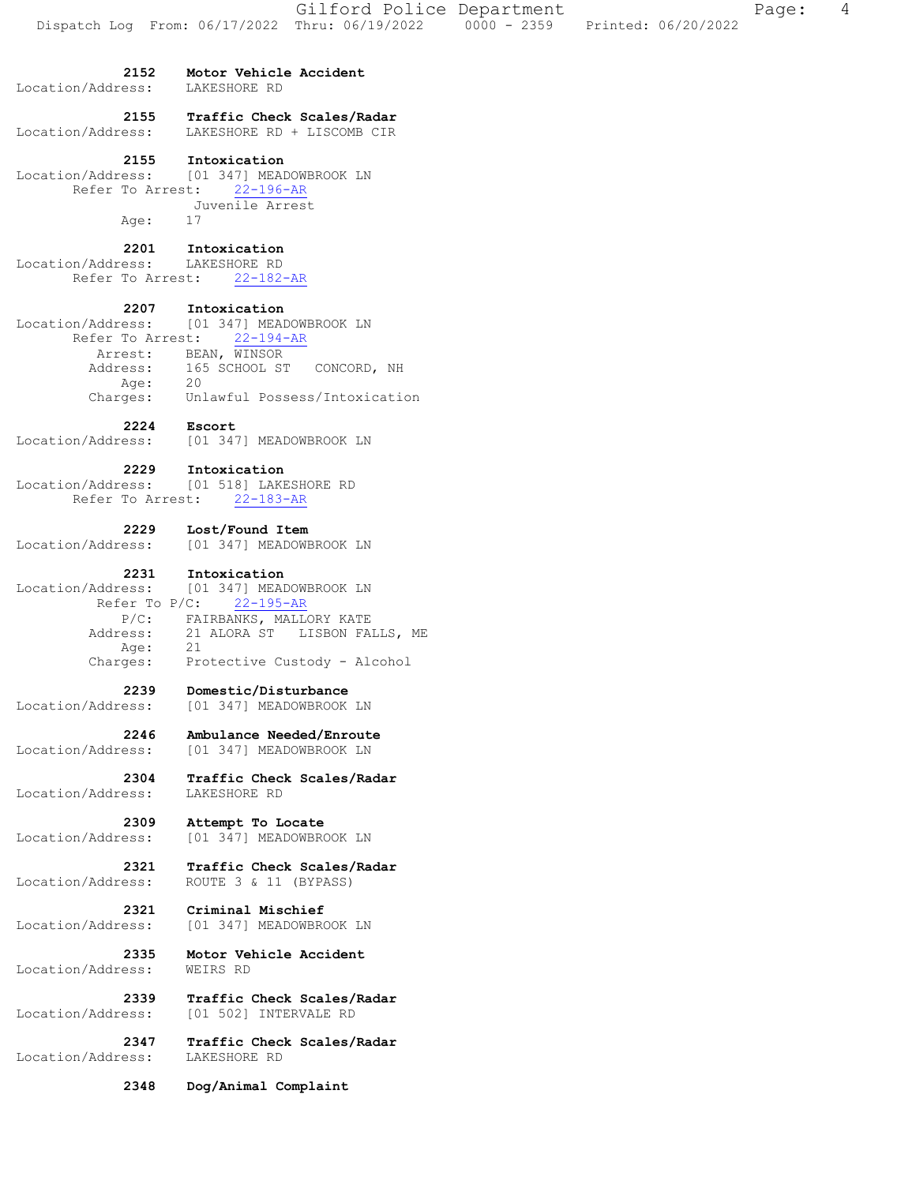**2152 Motor Vehicle Accident**
Location/Address: LAKESHORE RD

**2155 Traffic Check Scales/Radar**
Location/Address: LAKESHORE RD + LISCOMB CIR

**2155 Intoxication**
Location/Address: [01 347] MEADOWBROOK LN
Refer To Arrest: 22-196-AR
Juvenile Arrest
Age: 17

**2201 Intoxication**
Location/Address: LAKESHORE RD
Refer To Arrest: 22-182-AR

**2207 Intoxication**
Location/Address: [01 347] MEADOWBROOK LN
Refer To Arrest: 22-194-AR
Arrest: BEAN, WINSOR
Address: 165 SCHOOL ST CONCORD, NH
Age: 20
Charges: Unlawful Possess/Intoxication

**2224 Escort**
Location/Address: [01 347] MEADOWBROOK LN

**2229 Intoxication**
Location/Address: [01 518] LAKESHORE RD
Refer To Arrest: 22-183-AR

**2229 Lost/Found Item**
Location/Address: [01 347] MEADOWBROOK LN

**2231 Intoxication**
Location/Address: [01 347] MEADOWBROOK LN
Refer To P/C: 22-195-AR
P/C: FAIRBANKS, MALLORY KATE
Address: 21 ALORA ST LISBON FALLS, ME
Age: 21
Charges: Protective Custody - Alcohol

**2239 Domestic/Disturbance**
Location/Address: [01 347] MEADOWBROOK LN

**2246 Ambulance Needed/Enroute**
Location/Address: [01 347] MEADOWBROOK LN

**2304 Traffic Check Scales/Radar**
Location/Address: LAKESHORE RD

**2309 Attempt To Locate**
Location/Address: [01 347] MEADOWBROOK LN

**2321 Traffic Check Scales/Radar**
Location/Address: ROUTE 3 & 11 (BYPASS)

**2321 Criminal Mischief**
Location/Address: [01 347] MEADOWBROOK LN

**2335 Motor Vehicle Accident**
Location/Address: WEIRS RD

**2339 Traffic Check Scales/Radar**
Location/Address: [01 502] INTERVALE RD

**2347 Traffic Check Scales/Radar**
Location/Address: LAKESHORE RD

**2348 Dog/Animal Complaint**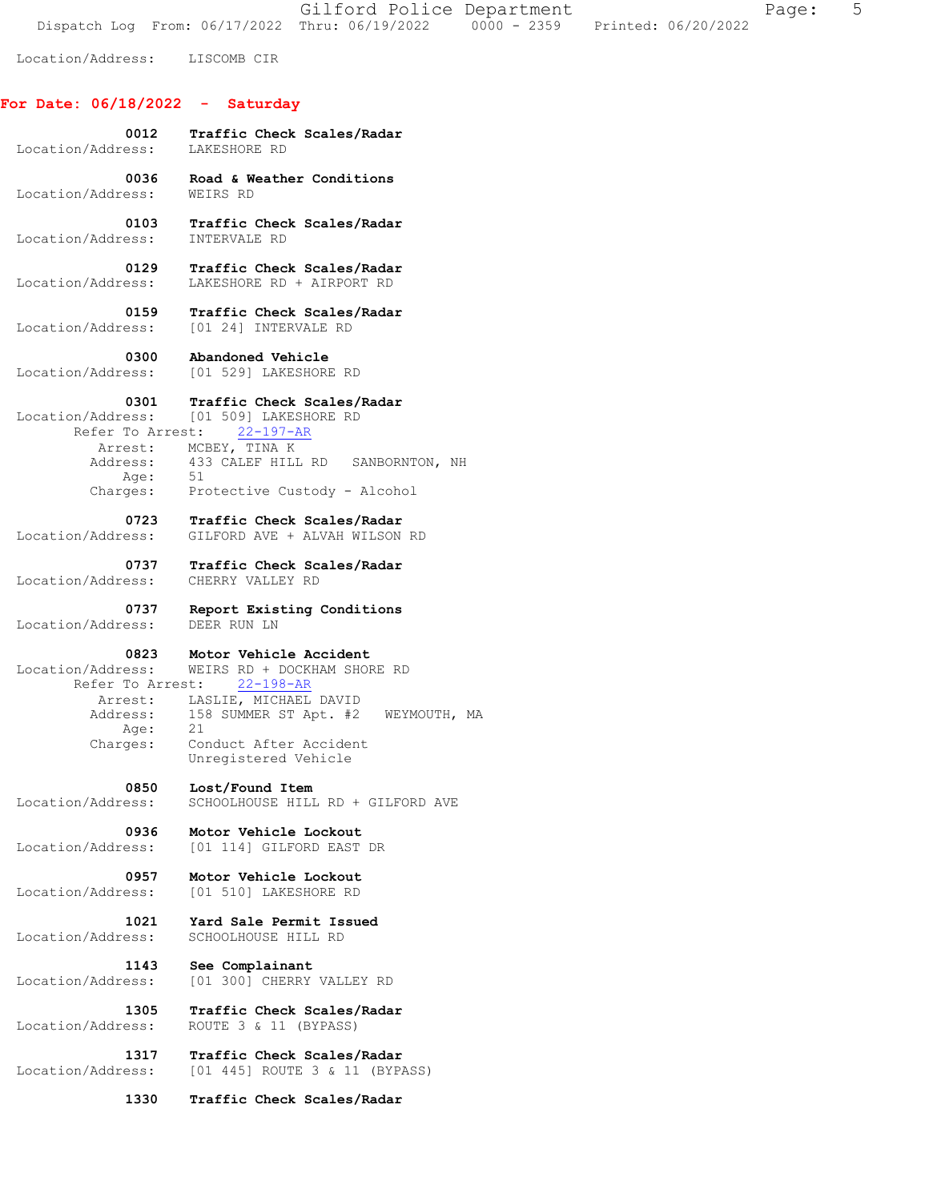Location/Address: LISCOMB CIR

## For Date: 06/18/2022 - Saturday

**0012 Traffic Check Scales/Radar**
Location/Address: LAKESHORE RD

**0036 Road & Weather Conditions**
Location/Address: WEIRS RD

**0103 Traffic Check Scales/Radar**
Location/Address: INTERVALE RD

**0129 Traffic Check Scales/Radar**
Location/Address: LAKESHORE RD + AIRPORT RD

**0159 Traffic Check Scales/Radar**
Location/Address: [01 24] INTERVALE RD

**0300 Abandoned Vehicle**
Location/Address: [01 529] LAKESHORE RD

**0301 Traffic Check Scales/Radar**
Location/Address: [01 509] LAKESHORE RD
Refer To Arrest: 22-197-AR
Arrest: MCBEY, TINA K
Address: 433 CALEF HILL RD SANBORNTON, NH
Age: 51
Charges: Protective Custody - Alcohol

**0723 Traffic Check Scales/Radar**
Location/Address: GILFORD AVE + ALVAH WILSON RD

**0737 Traffic Check Scales/Radar**
Location/Address: CHERRY VALLEY RD

**0737 Report Existing Conditions**
Location/Address: DEER RUN LN

**0823 Motor Vehicle Accident**
Location/Address: WEIRS RD + DOCKHAM SHORE RD
Refer To Arrest: 22-198-AR
Arrest: LASLIE, MICHAEL DAVID
Address: 158 SUMMER ST Apt. #2 WEYMOUTH, MA
Age: 21
Charges: Conduct After Accident
Unregistered Vehicle

**0850 Lost/Found Item**
Location/Address: SCHOOLHOUSE HILL RD + GILFORD AVE

**0936 Motor Vehicle Lockout**
Location/Address: [01 114] GILFORD EAST DR

**0957 Motor Vehicle Lockout**
Location/Address: [01 510] LAKESHORE RD

**1021 Yard Sale Permit Issued**
Location/Address: SCHOOLHOUSE HILL RD

**1143 See Complainant**
Location/Address: [01 300] CHERRY VALLEY RD

**1305 Traffic Check Scales/Radar**
Location/Address: ROUTE 3 & 11 (BYPASS)

**1317 Traffic Check Scales/Radar**
Location/Address: [01 445] ROUTE 3 & 11 (BYPASS)

**1330 Traffic Check Scales/Radar**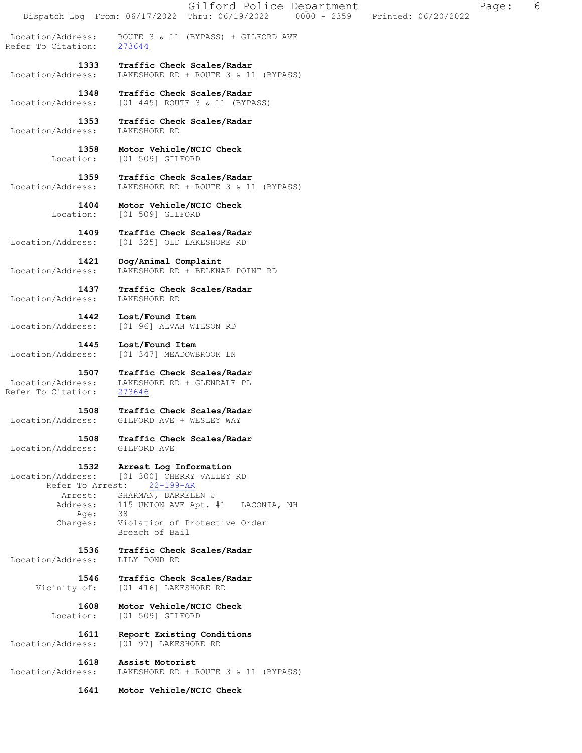Location/Address: ROUTE 3 & 11 (BYPASS) + GILFORD AVE
Refer To Citation: 273644

**1333 Traffic Check Scales/Radar**
Location/Address: LAKESHORE RD + ROUTE 3 & 11 (BYPASS)

**1348 Traffic Check Scales/Radar**
Location/Address: [01 445] ROUTE 3 & 11 (BYPASS)

**1353 Traffic Check Scales/Radar**
Location/Address: LAKESHORE RD

**1358 Motor Vehicle/NCIC Check**
Location: [01 509] GILFORD

**1359 Traffic Check Scales/Radar**
Location/Address: LAKESHORE RD + ROUTE 3 & 11 (BYPASS)

**1404 Motor Vehicle/NCIC Check**
Location: [01 509] GILFORD

**1409 Traffic Check Scales/Radar**
Location/Address: [01 325] OLD LAKESHORE RD

**1421 Dog/Animal Complaint**
Location/Address: LAKESHORE RD + BELKNAP POINT RD

**1437 Traffic Check Scales/Radar**
Location/Address: LAKESHORE RD

**1442 Lost/Found Item**
Location/Address: [01 96] ALVAH WILSON RD

**1445 Lost/Found Item**
Location/Address: [01 347] MEADOWBROOK LN

**1507 Traffic Check Scales/Radar**
Location/Address: LAKESHORE RD + GLENDALE PL
Refer To Citation: 273646

**1508 Traffic Check Scales/Radar**
Location/Address: GILFORD AVE + WESLEY WAY

**1508 Traffic Check Scales/Radar**
Location/Address: GILFORD AVE

**1532 Arrest Log Information**
Location/Address: [01 300] CHERRY VALLEY RD
Refer To Arrest: 22-199-AR
Arrest: SHARMAN, DARRELEN J
Address: 115 UNION AVE Apt. #1 LACONIA, NH
Age: 38
Charges: Violation of Protective Order
Breach of Bail

**1536 Traffic Check Scales/Radar**
Location/Address: LILY POND RD

**1546 Traffic Check Scales/Radar**
Vicinity of: [01 416] LAKESHORE RD

**1608 Motor Vehicle/NCIC Check**
Location: [01 509] GILFORD

**1611 Report Existing Conditions**
Location/Address: [01 97] LAKESHORE RD

**1618 Assist Motorist**
Location/Address: LAKESHORE RD + ROUTE 3 & 11 (BYPASS)

**1641 Motor Vehicle/NCIC Check**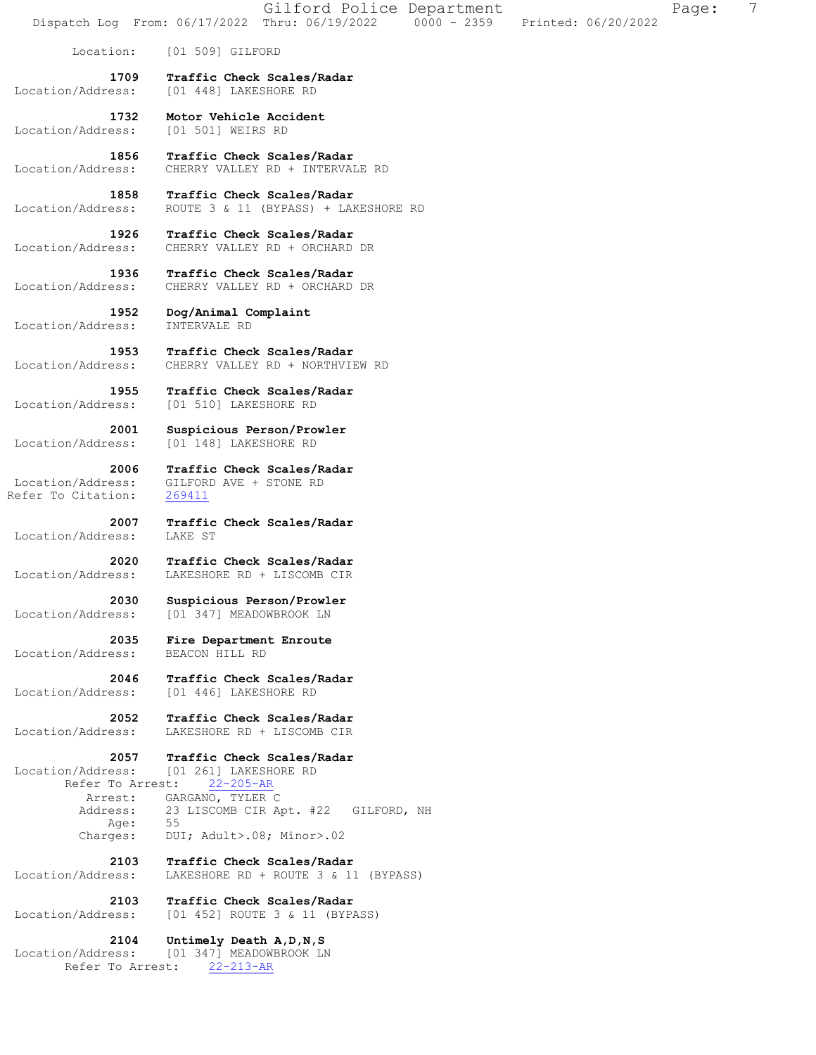Location: [01 509] GILFORD

**1709** **Traffic Check Scales/Radar**
Location/Address: [01 448] LAKESHORE RD

**1732** **Motor Vehicle Accident**
Location/Address: [01 501] WEIRS RD

**1856** **Traffic Check Scales/Radar**
Location/Address: CHERRY VALLEY RD + INTERVALE RD

**1858** **Traffic Check Scales/Radar**
Location/Address: ROUTE 3 & 11 (BYPASS) + LAKESHORE RD

**1926** **Traffic Check Scales/Radar**
Location/Address: CHERRY VALLEY RD + ORCHARD DR

**1936** **Traffic Check Scales/Radar**
Location/Address: CHERRY VALLEY RD + ORCHARD DR

**1952** **Dog/Animal Complaint**
Location/Address: INTERVALE RD

**1953** **Traffic Check Scales/Radar**
Location/Address: CHERRY VALLEY RD + NORTHVIEW RD

**1955** **Traffic Check Scales/Radar**
Location/Address: [01 510] LAKESHORE RD

**2001** **Suspicious Person/Prowler**
Location/Address: [01 148] LAKESHORE RD

**2006** **Traffic Check Scales/Radar**
Location/Address: GILFORD AVE + STONE RD
Refer To Citation: 269411

**2007** **Traffic Check Scales/Radar**
Location/Address: LAKE ST

**2020** **Traffic Check Scales/Radar**
Location/Address: LAKESHORE RD + LISCOMB CIR

**2030** **Suspicious Person/Prowler**
Location/Address: [01 347] MEADOWBROOK LN

**2035** **Fire Department Enroute**
Location/Address: BEACON HILL RD

**2046** **Traffic Check Scales/Radar**
Location/Address: [01 446] LAKESHORE RD

**2052** **Traffic Check Scales/Radar**
Location/Address: LAKESHORE RD + LISCOMB CIR

**2057** **Traffic Check Scales/Radar**
Location/Address: [01 261] LAKESHORE RD
Refer To Arrest: 22-205-AR
Arrest: GARGANO, TYLER C
Address: 23 LISCOMB CIR Apt. #22 GILFORD, NH
Age: 55
Charges: DUI; Adult>.08; Minor>.02

**2103** **Traffic Check Scales/Radar**
Location/Address: LAKESHORE RD + ROUTE 3 & 11 (BYPASS)

**2103** **Traffic Check Scales/Radar**
Location/Address: [01 452] ROUTE 3 & 11 (BYPASS)

**2104** **Untimely Death A,D,N,S**
Location/Address: [01 347] MEADOWBROOK LN
Refer To Arrest: 22-213-AR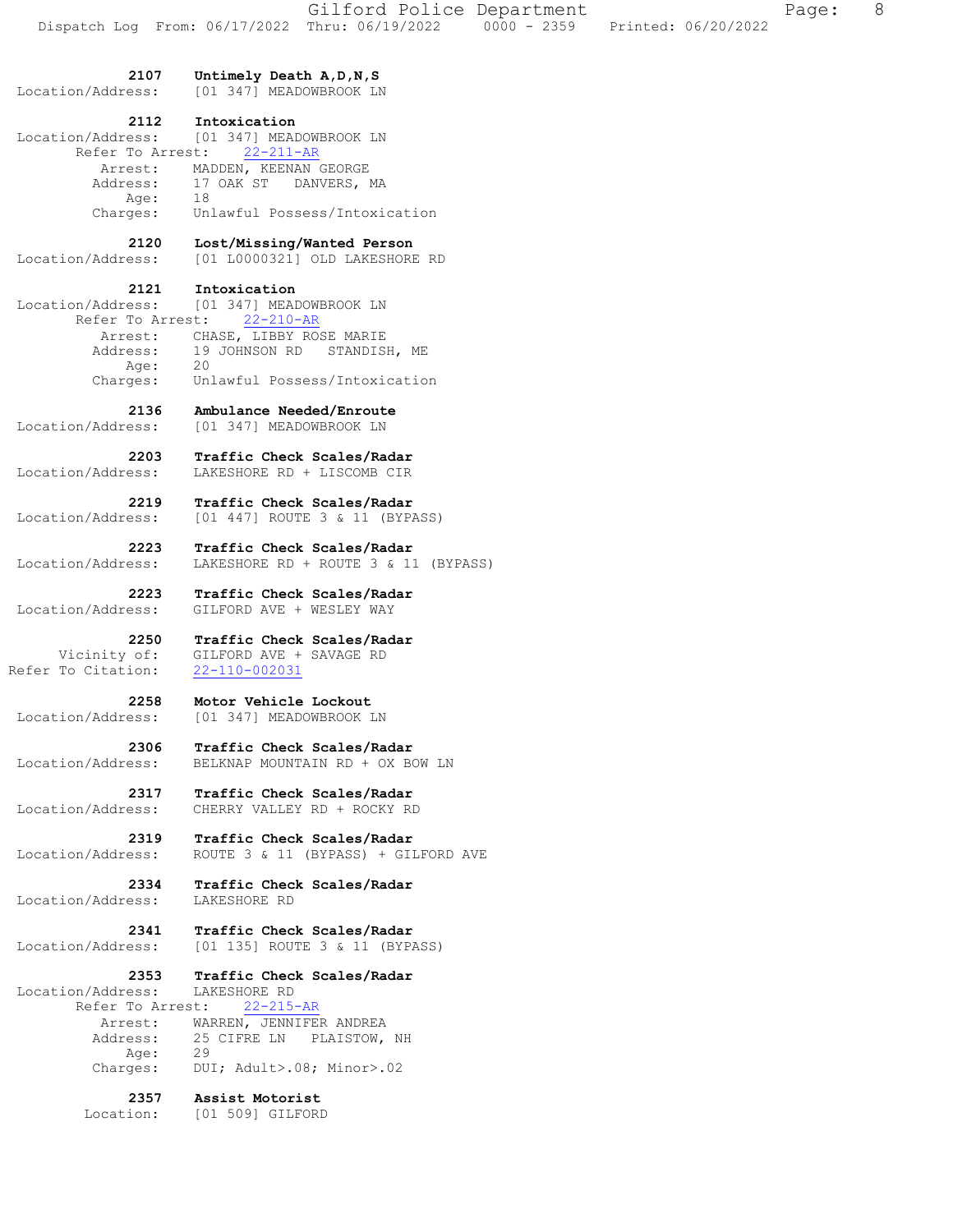**2107 Untimely Death A,D,N,S**
Location/Address: [01 347] MEADOWBROOK LN

**2112 Intoxication**
Location/Address: [01 347] MEADOWBROOK LN
Refer To Arrest: 22-211-AR
Arrest: MADDEN, KEENAN GEORGE
Address: 17 OAK ST DANVERS, MA
Age: 18
Charges: Unlawful Possess/Intoxication

**2120 Lost/Missing/Wanted Person**
Location/Address: [01 L0000321] OLD LAKESHORE RD

**2121 Intoxication**
Location/Address: [01 347] MEADOWBROOK LN
Refer To Arrest: 22-210-AR
Arrest: CHASE, LIBBY ROSE MARIE
Address: 19 JOHNSON RD STANDISH, ME
Age: 20
Charges: Unlawful Possess/Intoxication

**2136 Ambulance Needed/Enroute**
Location/Address: [01 347] MEADOWBROOK LN

**2203 Traffic Check Scales/Radar**
Location/Address: LAKESHORE RD + LISCOMB CIR

**2219 Traffic Check Scales/Radar**
Location/Address: [01 447] ROUTE 3 & 11 (BYPASS)

**2223 Traffic Check Scales/Radar**
Location/Address: LAKESHORE RD + ROUTE 3 & 11 (BYPASS)

**2223 Traffic Check Scales/Radar**
Location/Address: GILFORD AVE + WESLEY WAY

**2250 Traffic Check Scales/Radar**
Vicinity of: GILFORD AVE + SAVAGE RD
Refer To Citation: 22-110-002031

**2258 Motor Vehicle Lockout**
Location/Address: [01 347] MEADOWBROOK LN

**2306 Traffic Check Scales/Radar**
Location/Address: BELKNAP MOUNTAIN RD + OX BOW LN

**2317 Traffic Check Scales/Radar**
Location/Address: CHERRY VALLEY RD + ROCKY RD

**2319 Traffic Check Scales/Radar**
Location/Address: ROUTE 3 & 11 (BYPASS) + GILFORD AVE

**2334 Traffic Check Scales/Radar**
Location/Address: LAKESHORE RD

**2341 Traffic Check Scales/Radar**
Location/Address: [01 135] ROUTE 3 & 11 (BYPASS)

**2353 Traffic Check Scales/Radar**
Location/Address: LAKESHORE RD
Refer To Arrest: 22-215-AR
Arrest: WARREN, JENNIFER ANDREA
Address: 25 CIFRE LN PLAISTOW, NH
Age: 29
Charges: DUI; Adult>.08; Minor>.02

**2357 Assist Motorist**
Location: [01 509] GILFORD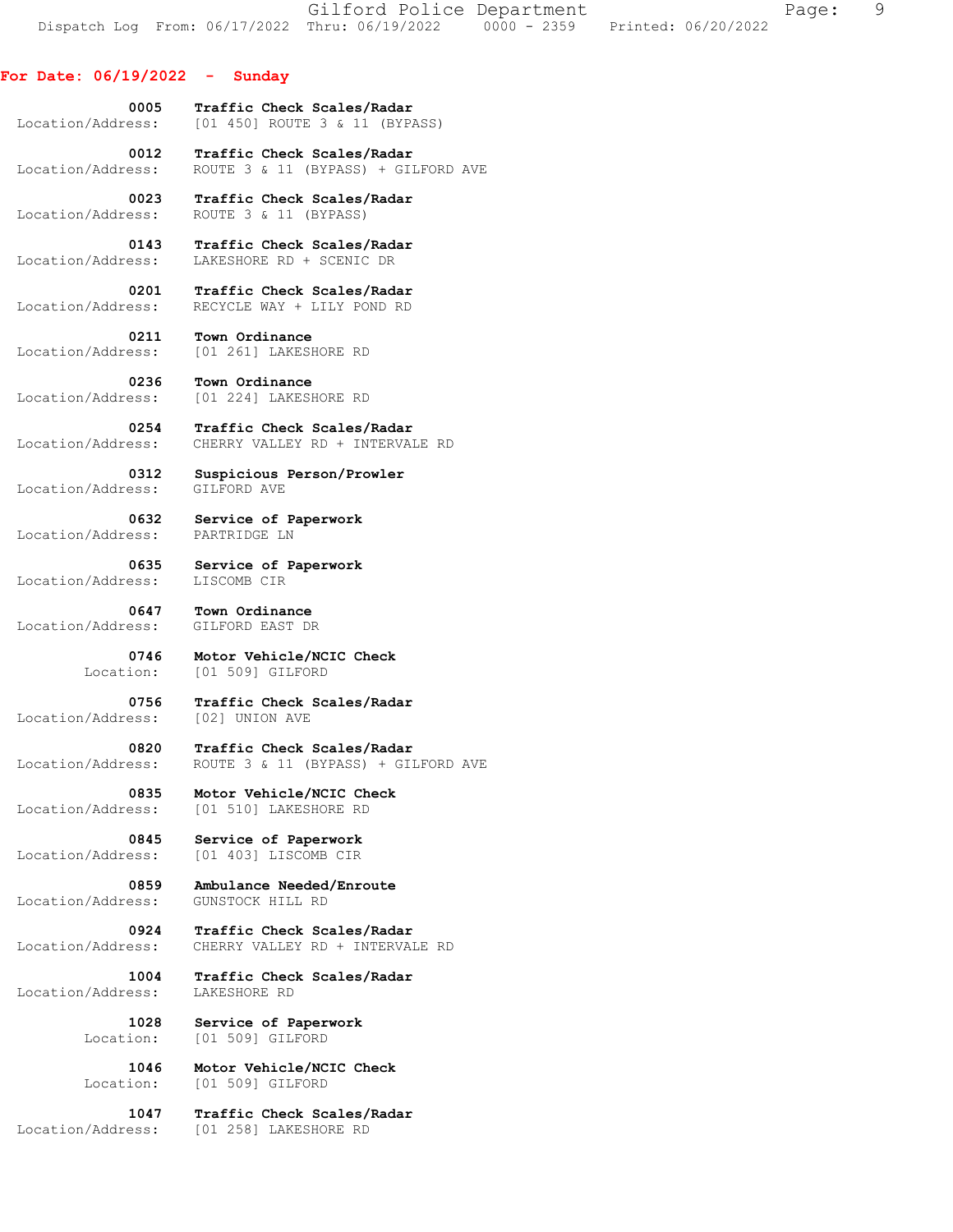**For Date: 06/19/2022 - Sunday**

**0005** **Traffic Check Scales/Radar**
Location/Address: [01 450] ROUTE 3 & 11 (BYPASS)

**0012** **Traffic Check Scales/Radar**
Location/Address: ROUTE 3 & 11 (BYPASS) + GILFORD AVE

**0023** **Traffic Check Scales/Radar**
Location/Address: ROUTE 3 & 11 (BYPASS)

**0143** **Traffic Check Scales/Radar**
Location/Address: LAKESHORE RD + SCENIC DR

**0201** **Traffic Check Scales/Radar**
Location/Address: RECYCLE WAY + LILY POND RD

**0211** **Town Ordinance**
Location/Address: [01 261] LAKESHORE RD

**0236** **Town Ordinance**
Location/Address: [01 224] LAKESHORE RD

**0254** **Traffic Check Scales/Radar**
Location/Address: CHERRY VALLEY RD + INTERVALE RD

**0312** **Suspicious Person/Prowler**
Location/Address: GILFORD AVE

**0632** **Service of Paperwork**
Location/Address: PARTRIDGE LN

**0635** **Service of Paperwork**
Location/Address: LISCOMB CIR

**0647** **Town Ordinance**
Location/Address: GILFORD EAST DR

**0746** **Motor Vehicle/NCIC Check**
Location: [01 509] GILFORD

**0756** **Traffic Check Scales/Radar**
Location/Address: [02] UNION AVE

**0820** **Traffic Check Scales/Radar**
Location/Address: ROUTE 3 & 11 (BYPASS) + GILFORD AVE

**0835** **Motor Vehicle/NCIC Check**
Location/Address: [01 510] LAKESHORE RD

**0845** **Service of Paperwork**
Location/Address: [01 403] LISCOMB CIR

**0859** **Ambulance Needed/Enroute**
Location/Address: GUNSTOCK HILL RD

**0924** **Traffic Check Scales/Radar**
Location/Address: CHERRY VALLEY RD + INTERVALE RD

**1004** **Traffic Check Scales/Radar**
Location/Address: LAKESHORE RD

**1028** **Service of Paperwork**
Location: [01 509] GILFORD

**1046** **Motor Vehicle/NCIC Check**
Location: [01 509] GILFORD

**1047** **Traffic Check Scales/Radar**
Location/Address: [01 258] LAKESHORE RD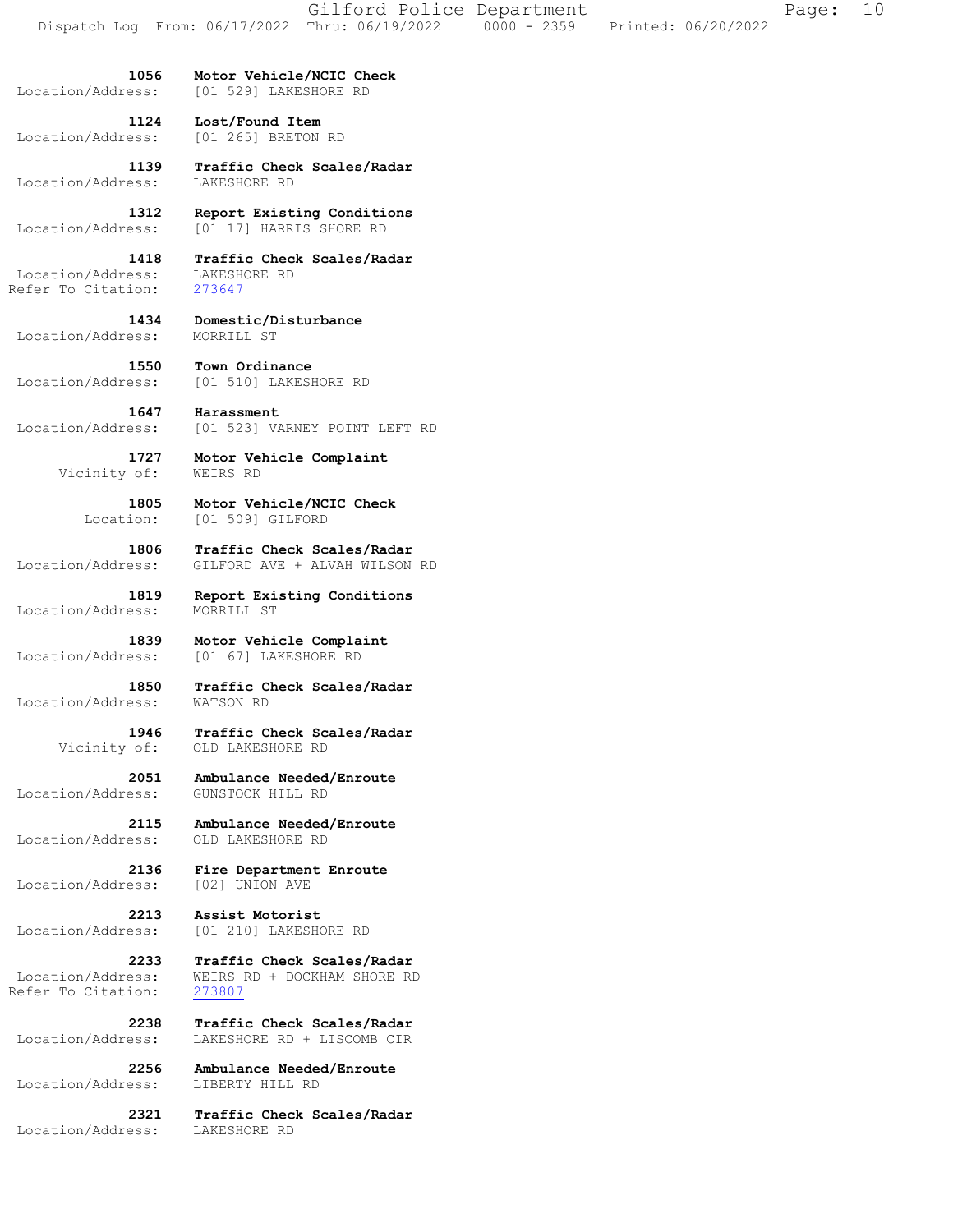**1056** **Motor Vehicle/NCIC Check**
Location/Address: [01 529] LAKESHORE RD

**1124** **Lost/Found Item**
Location/Address: [01 265] BRETON RD

**1139** **Traffic Check Scales/Radar**
Location/Address: LAKESHORE RD

**1312** **Report Existing Conditions**
Location/Address: [01 17] HARRIS SHORE RD

**1418** **Traffic Check Scales/Radar**
Location/Address: LAKESHORE RD
Refer To Citation: 273647

**1434** **Domestic/Disturbance**
Location/Address: MORRILL ST

**1550** **Town Ordinance**
Location/Address: [01 510] LAKESHORE RD

**1647** **Harassment**
Location/Address: [01 523] VARNEY POINT LEFT RD

**1727** **Motor Vehicle Complaint**
Vicinity of: WEIRS RD

**1805** **Motor Vehicle/NCIC Check**
Location: [01 509] GILFORD

**1806** **Traffic Check Scales/Radar**
Location/Address: GILFORD AVE + ALVAH WILSON RD

**1819** **Report Existing Conditions**
Location/Address: MORRILL ST

**1839** **Motor Vehicle Complaint**
Location/Address: [01 67] LAKESHORE RD

**1850** **Traffic Check Scales/Radar**
Location/Address: WATSON RD

**1946** **Traffic Check Scales/Radar**
Vicinity of: OLD LAKESHORE RD

**2051** **Ambulance Needed/Enroute**
Location/Address: GUNSTOCK HILL RD

**2115** **Ambulance Needed/Enroute**
Location/Address: OLD LAKESHORE RD

**2136** **Fire Department Enroute**
Location/Address: [02] UNION AVE

**2213** **Assist Motorist**
Location/Address: [01 210] LAKESHORE RD

**2233** **Traffic Check Scales/Radar**
Location/Address: WEIRS RD + DOCKHAM SHORE RD
Refer To Citation: 273807

**2238** **Traffic Check Scales/Radar**
Location/Address: LAKESHORE RD + LISCOMB CIR

**2256** **Ambulance Needed/Enroute**
Location/Address: LIBERTY HILL RD

**2321** **Traffic Check Scales/Radar**
Location/Address: LAKESHORE RD